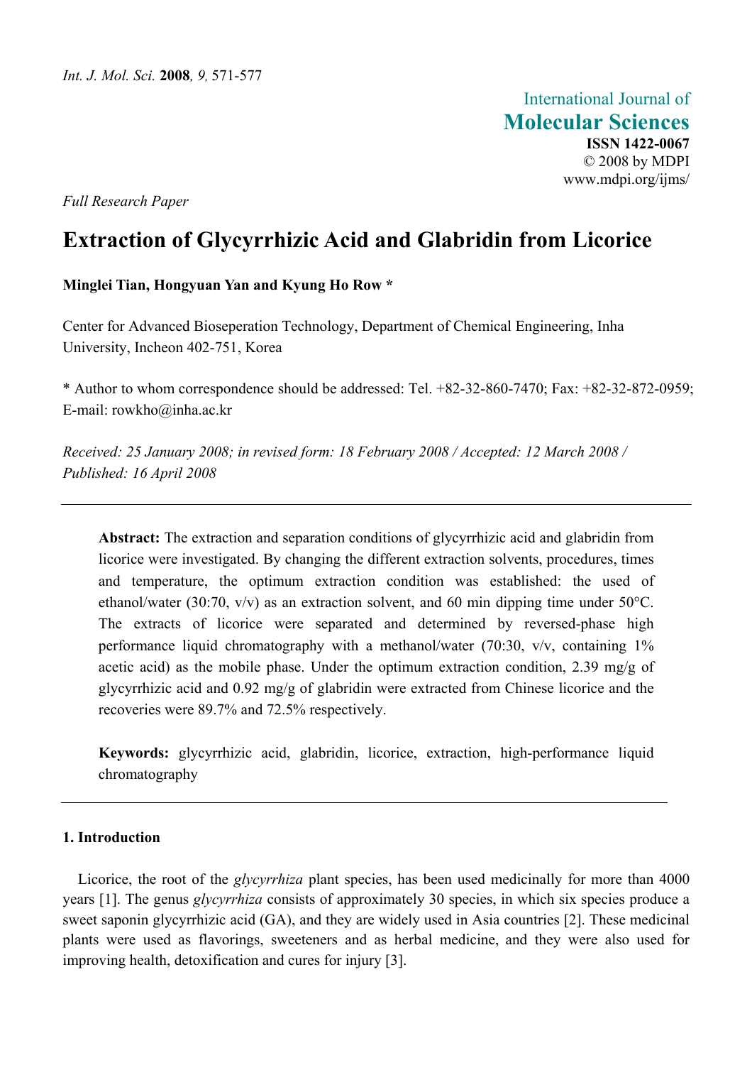*Full Research Paper*

# Extraction of Glycyrrhizic Acid and Glabridin from Licorice

**Minglei Tian, Hongyuan Yan and Kyung Ho Row ***

Center for Advanced Bioseperation Technology, Department of Chemical Engineering, Inha University, Incheon 402-751, Korea

* Author to whom correspondence should be addressed: Tel. +82-32-860-7470; Fax: +82-32-872-0959; E-mail: rowkho@inha.ac.kr

*Received: 25 January 2008; in revised form: 18 February 2008 / Accepted: 12 March 2008 / Published: 16 April 2008*

---

**Abstract:** The extraction and separation conditions of glycyrrhizic acid and glabridin from licorice were investigated. By changing the different extraction solvents, procedures, times and temperature, the optimum extraction condition was established: the used of ethanol/water (30:70, v/v) as an extraction solvent, and 60 min dipping time under 50°C. The extracts of licorice were separated and determined by reversed-phase high performance liquid chromatography with a methanol/water (70:30, v/v, containing 1% acetic acid) as the mobile phase. Under the optimum extraction condition, 2.39 mg/g of glycyrrhizic acid and 0.92 mg/g of glabridin were extracted from Chinese licorice and the recoveries were 89.7% and 72.5% respectively.

**Keywords:** glycyrrhizic acid, glabridin, licorice, extraction, high-performance liquid chromatography

---

## 1. Introduction

Licorice, the root of the *glycyrrhiza* plant species, has been used medicinally for more than 4000 years [1]. The genus *glycyrrhiza* consists of approximately 30 species, in which six species produce a sweet saponin glycyrrhizic acid (GA), and they are widely used in Asia countries [2]. These medicinal plants were used as flavorings, sweeteners and as herbal medicine, and they were also used for improving health, detoxification and cures for injury [3].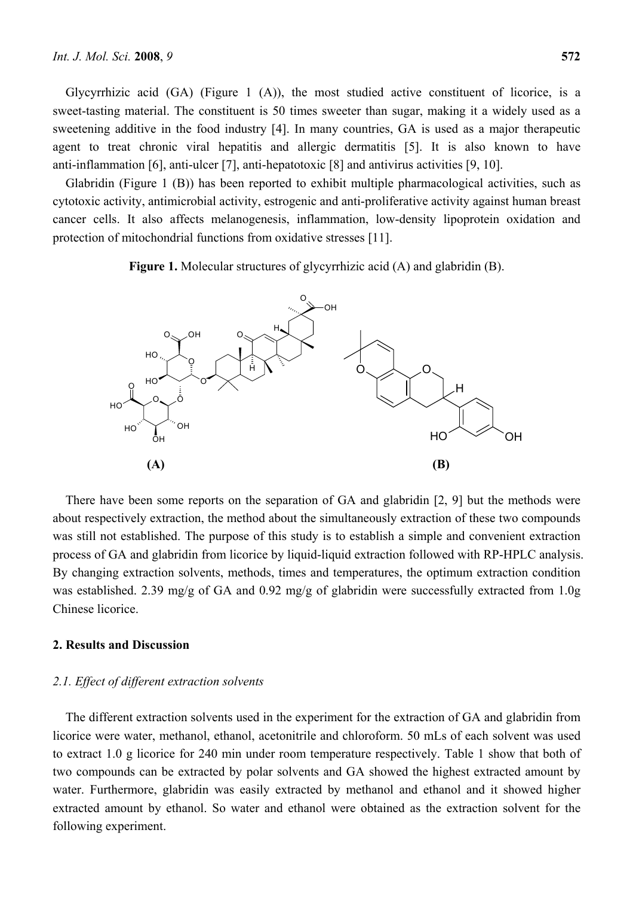Glycyrrhizic acid (GA) (Figure 1 (A)), the most studied active constituent of licorice, is a sweet-tasting material. The constituent is 50 times sweeter than sugar, making it a widely used as a sweetening additive in the food industry [4]. In many countries, GA is used as a major therapeutic agent to treat chronic viral hepatitis and allergic dermatitis [5]. It is also known to have anti-inflammation [6], anti-ulcer [7], anti-hepatotoxic [8] and antivirus activities [9, 10].

Glabridin (Figure 1 (B)) has been reported to exhibit multiple pharmacological activities, such as cytotoxic activity, antimicrobial activity, estrogenic and anti-proliferative activity against human breast cancer cells. It also affects melanogenesis, inflammation, low-density lipoprotein oxidation and protection of mitochondrial functions from oxidative stresses [11].

**Figure 1.** Molecular structures of glycyrrhizic acid (A) and glabridin (B).

**(A)** **(B)**

There have been some reports on the separation of GA and glabridin [2, 9] but the methods were about respectively extraction, the method about the simultaneously extraction of these two compounds was still not established. The purpose of this study is to establish a simple and convenient extraction process of GA and glabridin from licorice by liquid-liquid extraction followed with RP-HPLC analysis. By changing extraction solvents, methods, times and temperatures, the optimum extraction condition was established. 2.39 mg/g of GA and 0.92 mg/g of glabridin were successfully extracted from 1.0g Chinese licorice.

## 2. Results and Discussion

### *2.1. Effect of different extraction solvents*

The different extraction solvents used in the experiment for the extraction of GA and glabridin from licorice were water, methanol, ethanol, acetonitrile and chloroform. 50 mLs of each solvent was used to extract 1.0 g licorice for 240 min under room temperature respectively. Table 1 show that both of two compounds can be extracted by polar solvents and GA showed the highest extracted amount by water. Furthermore, glabridin was easily extracted by methanol and ethanol and it showed higher extracted amount by ethanol. So water and ethanol were obtained as the extraction solvent for the following experiment.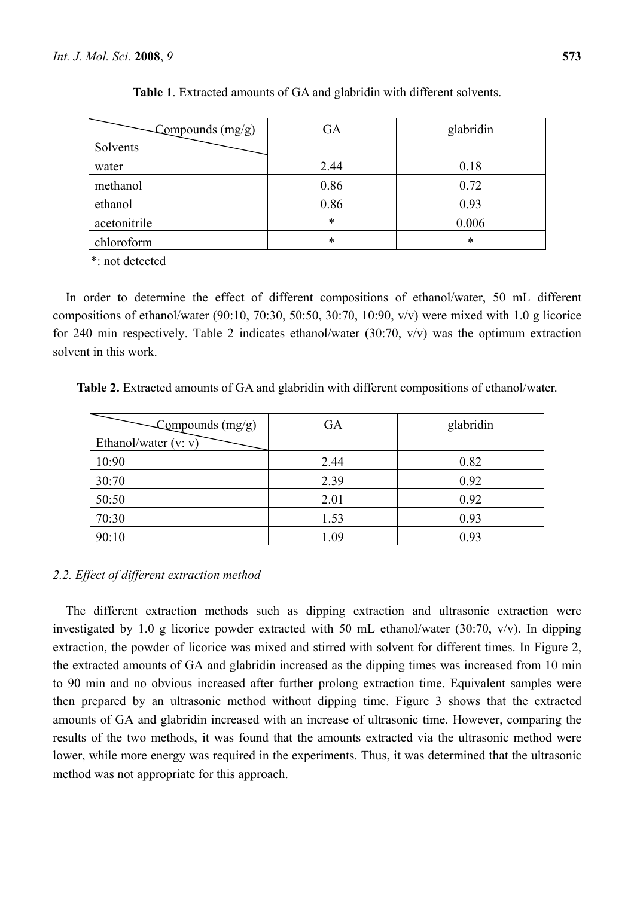**Table 1**. Extracted amounts of GA and glabridin with different solvents.

| Compounds (mg/g) / Solvents | GA | glabridin |
|---|---|---|
| water | 2.44 | 0.18 |
| methanol | 0.86 | 0.72 |
| ethanol | 0.86 | 0.93 |
| acetonitrile | * | 0.006 |
| chloroform | * | * |

*: not detected

In order to determine the effect of different compositions of ethanol/water, 50 mL different compositions of ethanol/water (90:10, 70:30, 50:50, 30:70, 10:90, v/v) were mixed with 1.0 g licorice for 240 min respectively. Table 2 indicates ethanol/water (30:70, v/v) was the optimum extraction solvent in this work.

**Table 2.** Extracted amounts of GA and glabridin with different compositions of ethanol/water.

| Compounds (mg/g) / Ethanol/water (v: v) | GA | glabridin |
|---|---|---|
| 10:90 | 2.44 | 0.82 |
| 30:70 | 2.39 | 0.92 |
| 50:50 | 2.01 | 0.92 |
| 70:30 | 1.53 | 0.93 |
| 90:10 | 1.09 | 0.93 |

### *2.2. Effect of different extraction method*

The different extraction methods such as dipping extraction and ultrasonic extraction were investigated by 1.0 g licorice powder extracted with 50 mL ethanol/water (30:70, v/v). In dipping extraction, the powder of licorice was mixed and stirred with solvent for different times. In Figure 2, the extracted amounts of GA and glabridin increased as the dipping times was increased from 10 min to 90 min and no obvious increased after further prolong extraction time. Equivalent samples were then prepared by an ultrasonic method without dipping time. Figure 3 shows that the extracted amounts of GA and glabridin increased with an increase of ultrasonic time. However, comparing the results of the two methods, it was found that the amounts extracted via the ultrasonic method were lower, while more energy was required in the experiments. Thus, it was determined that the ultrasonic method was not appropriate for this approach.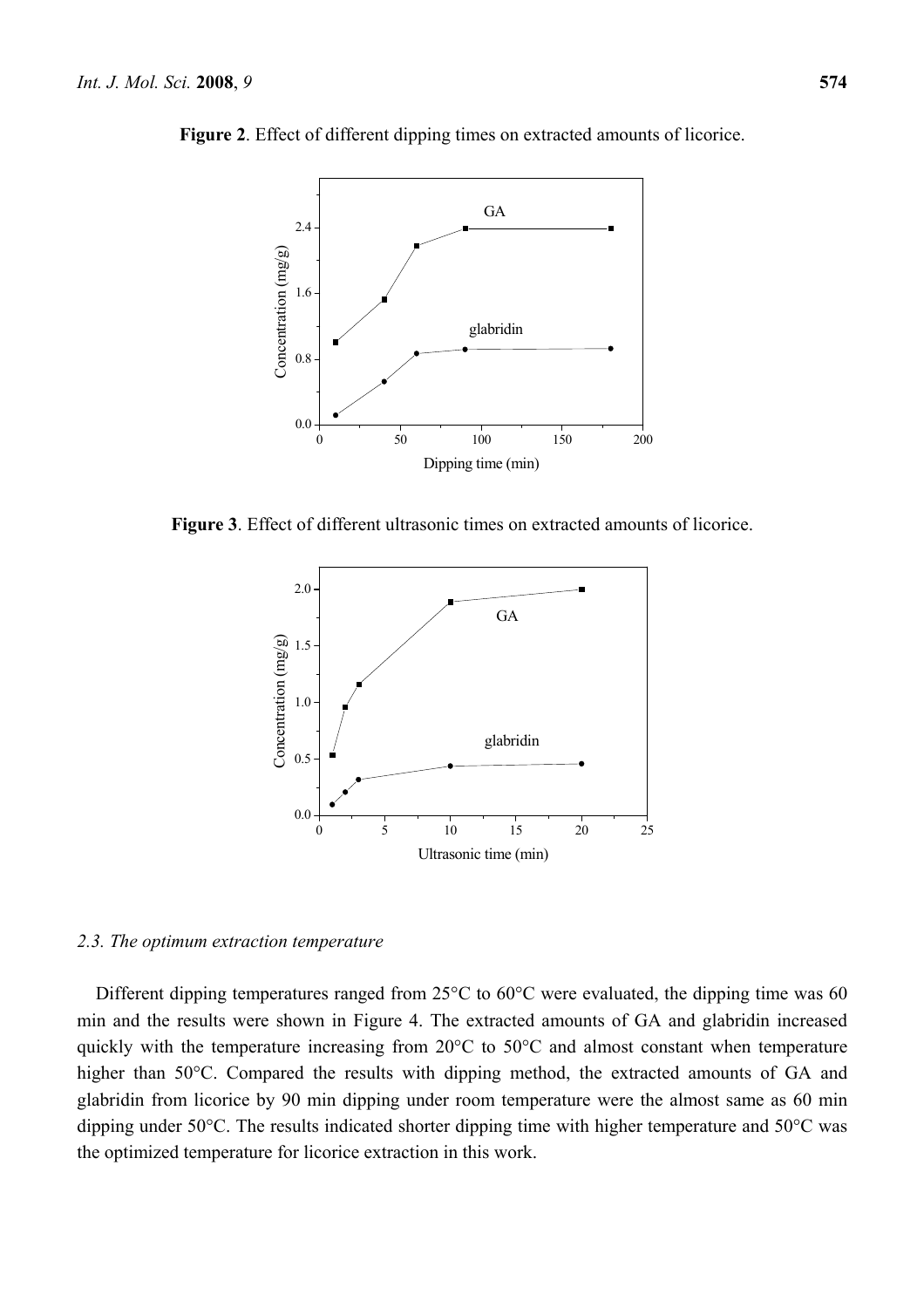**Figure 2**. Effect of different dipping times on extracted amounts of licorice.

**Figure 3**. Effect of different ultrasonic times on extracted amounts of licorice.

### *2.3. The optimum extraction temperature*

Different dipping temperatures ranged from 25°C to 60°C were evaluated, the dipping time was 60 min and the results were shown in Figure 4. The extracted amounts of GA and glabridin increased quickly with the temperature increasing from 20°C to 50°C and almost constant when temperature higher than 50°C. Compared the results with dipping method, the extracted amounts of GA and glabridin from licorice by 90 min dipping under room temperature were the almost same as 60 min dipping under 50°C. The results indicated shorter dipping time with higher temperature and 50°C was the optimized temperature for licorice extraction in this work.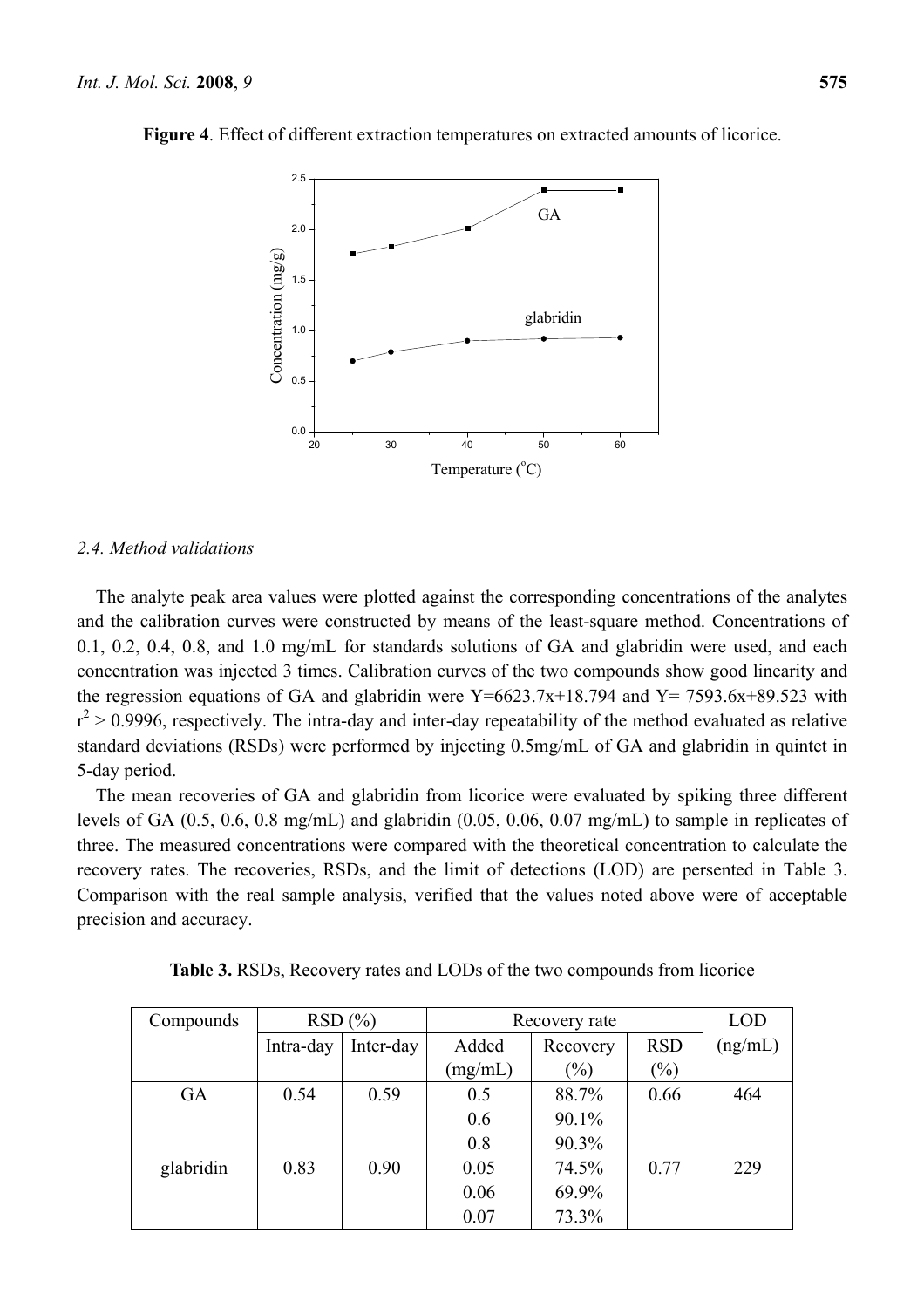**Figure 4**. Effect of different extraction temperatures on extracted amounts of licorice.

*2.4. Method validations*

The analyte peak area values were plotted against the corresponding concentrations of the analytes and the calibration curves were constructed by means of the least-square method. Concentrations of 0.1, 0.2, 0.4, 0.8, and 1.0 mg/mL for standards solutions of GA and glabridin were used, and each concentration was injected 3 times. Calibration curves of the two compounds show good linearity and the regression equations of GA and glabridin were Y=6623.7x+18.794 and Y= 7593.6x+89.523 with $r^2 > 0.9996$, respectively. The intra-day and inter-day repeatability of the method evaluated as relative standard deviations (RSDs) were performed by injecting 0.5mg/mL of GA and glabridin in quintet in 5-day period.

The mean recoveries of GA and glabridin from licorice were evaluated by spiking three different levels of GA (0.5, 0.6, 0.8 mg/mL) and glabridin (0.05, 0.06, 0.07 mg/mL) to sample in replicates of three. The measured concentrations were compared with the theoretical concentration to calculate the recovery rates. The recoveries, RSDs, and the limit of detections (LOD) are persented in Table 3. Comparison with the real sample analysis, verified that the values noted above were of acceptable precision and accuracy.

**Table 3.** RSDs, Recovery rates and LODs of the two compounds from licorice

| Compounds | RSD (%) | | Recovery rate | | | LOD (ng/mL) |
|---|---|---|---|---|---|---|
| | Intra-day | Inter-day | Added (mg/mL) | Recovery (%) | RSD (%) | |
| GA | 0.54 | 0.59 | 0.5 | 88.7% | 0.66 | 464 |
| | | | 0.6 | 90.1% | | |
| | | | 0.8 | 90.3% | | |
| glabridin | 0.83 | 0.90 | 0.05 | 74.5% | 0.77 | 229 |
| | | | 0.06 | 69.9% | | |
| | | | 0.07 | 73.3% | | |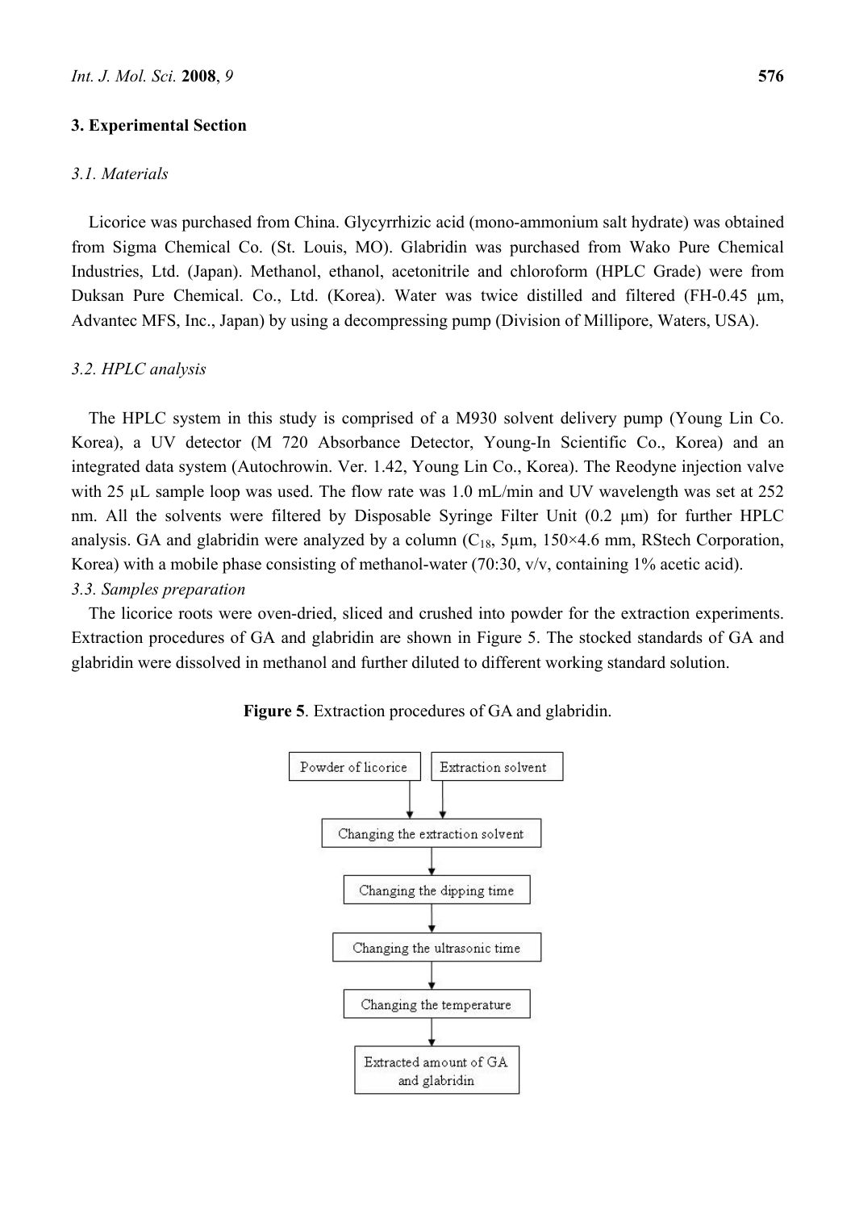## 3. Experimental Section

### 3.1. Materials

Licorice was purchased from China. Glycyrrhizic acid (mono-ammonium salt hydrate) was obtained from Sigma Chemical Co. (St. Louis, MO). Glabridin was purchased from Wako Pure Chemical Industries, Ltd. (Japan). Methanol, ethanol, acetonitrile and chloroform (HPLC Grade) were from Duksan Pure Chemical. Co., Ltd. (Korea). Water was twice distilled and filtered (FH-0.45 μm, Advantec MFS, Inc., Japan) by using a decompressing pump (Division of Millipore, Waters, USA).

### 3.2. HPLC analysis

The HPLC system in this study is comprised of a M930 solvent delivery pump (Young Lin Co. Korea), a UV detector (M 720 Absorbance Detector, Young-In Scientific Co., Korea) and an integrated data system (Autochrowin. Ver. 1.42, Young Lin Co., Korea). The Reodyne injection valve with 25 μL sample loop was used. The flow rate was 1.0 mL/min and UV wavelength was set at 252 nm. All the solvents were filtered by Disposable Syringe Filter Unit (0.2 μm) for further HPLC analysis. GA and glabridin were analyzed by a column ($C_{18}$, 5μm, 150×4.6 mm, RStech Corporation, Korea) with a mobile phase consisting of methanol-water (70:30, v/v, containing 1% acetic acid).

### 3.3. Samples preparation

The licorice roots were oven-dried, sliced and crushed into powder for the extraction experiments. Extraction procedures of GA and glabridin are shown in Figure 5. The stocked standards of GA and glabridin were dissolved in methanol and further diluted to different working standard solution.

**Figure 5**. Extraction procedures of GA and glabridin.

Powder of licorice | Extraction solvent
→ Changing the extraction solvent
→ Changing the dipping time
→ Changing the ultrasonic time
→ Changing the temperature
→ Extracted amount of GA and glabridin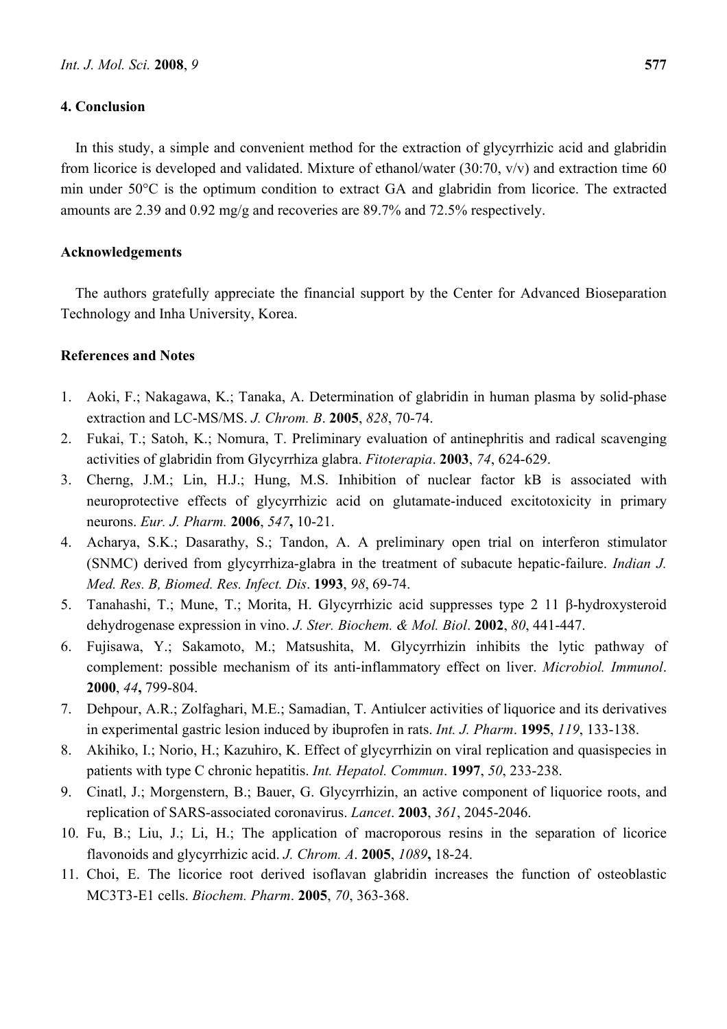## 4. Conclusion

In this study, a simple and convenient method for the extraction of glycyrrhizic acid and glabridin from licorice is developed and validated. Mixture of ethanol/water (30:70, v/v) and extraction time 60 min under 50°C is the optimum condition to extract GA and glabridin from licorice. The extracted amounts are 2.39 and 0.92 mg/g and recoveries are 89.7% and 72.5% respectively.

## Acknowledgements

The authors gratefully appreciate the financial support by the Center for Advanced Bioseparation Technology and Inha University, Korea.

## References and Notes

1. Aoki, F.; Nakagawa, K.; Tanaka, A. Determination of glabridin in human plasma by solid-phase extraction and LC-MS/MS. *J. Chrom. B*. **2005**, *828*, 70-74.
2. Fukai, T.; Satoh, K.; Nomura, T. Preliminary evaluation of antinephritis and radical scavenging activities of glabridin from Glycyrrhiza glabra. *Fitoterapia*. **2003**, *74*, 624-629.
3. Cherng, J.M.; Lin, H.J.; Hung, M.S. Inhibition of nuclear factor kB is associated with neuroprotective effects of glycyrrhizic acid on glutamate-induced excitotoxicity in primary neurons. *Eur. J. Pharm.* **2006**, *547***,** 10-21.
4. Acharya, S.K.; Dasarathy, S.; Tandon, A. A preliminary open trial on interferon stimulator (SNMC) derived from glycyrrhiza-glabra in the treatment of subacute hepatic-failure. *Indian J. Med. Res. B, Biomed. Res. Infect. Dis*. **1993**, *98*, 69-74.
5. Tanahashi, T.; Mune, T.; Morita, H. Glycyrrhizic acid suppresses type 2 11 β-hydroxysteroid dehydrogenase expression in vino. *J. Ster. Biochem. & Mol. Biol*. **2002**, *80*, 441-447.
6. Fujisawa, Y.; Sakamoto, M.; Matsushita, M. Glycyrrhizin inhibits the lytic pathway of complement: possible mechanism of its anti-inflammatory effect on liver. *Microbiol. Immunol*. **2000**, *44***,** 799-804.
7. Dehpour, A.R.; Zolfaghari, M.E.; Samadian, T. Antiulcer activities of liquorice and its derivatives in experimental gastric lesion induced by ibuprofen in rats. *Int. J. Pharm*. **1995**, *119*, 133-138.
8. Akihiko, I.; Norio, H.; Kazuhiro, K. Effect of glycyrrhizin on viral replication and quasispecies in patients with type C chronic hepatitis. *Int. Hepatol. Commun*. **1997**, *50*, 233-238.
9. Cinatl, J.; Morgenstern, B.; Bauer, G. Glycyrrhizin, an active component of liquorice roots, and replication of SARS-associated coronavirus. *Lancet*. **2003**, *361*, 2045-2046.
10. Fu, B.; Liu, J.; Li, H.; The application of macroporous resins in the separation of licorice flavonoids and glycyrrhizic acid. *J. Chrom. A*. **2005**, *1089***,** 18-24.
11. Choi, E. The licorice root derived isoflavan glabridin increases the function of osteoblastic MC3T3-E1 cells. *Biochem. Pharm*. **2005**, *70*, 363-368.